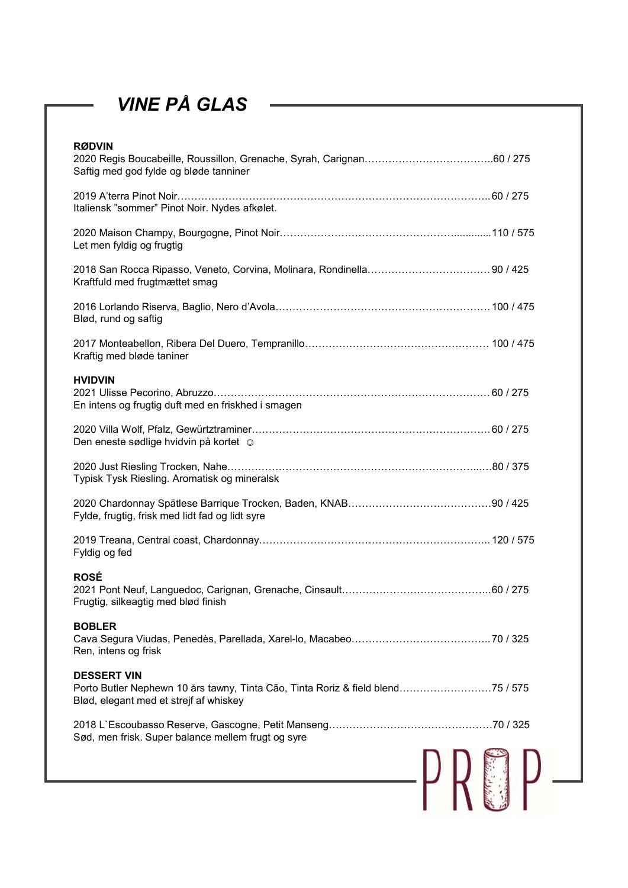# *VINE PÅ GLAS*

## RØDVIN

2020 Regis Boucabeille, Roussillon, Grenache, Syrah, Carignan……………………………….60 / 275
Saftig med god fylde og bløde tanniner

2019 A'terra Pinot Noir……………………………………………………………………………..60 / 275
Italiensk "sommer" Pinot Noir. Nydes afkølet.

2020 Maison Champy, Bourgogne, Pinot Noir…………………………………………….............110 / 575
Let men fyldig og frugtig

2018 San Rocca Ripasso, Veneto, Corvina, Molinara, Rondinella……………………………… 90 / 425
Kraftfuld med frugtmættet smag

2016 Lorlando Riserva, Baglio, Nero d'Avola……………………………………………………… 100 / 475
Blød, rund og saftig

2017 Monteabellon, Ribera Del Duero, Tempranillo……………………………………………… 100 / 475
Kraftig med bløde taniner

## HVIDVIN

2021 Ulisse Pecorino, Abruzzo……………………………………………………………………… 60 / 275
En intens og frugtig duft med en friskhed i smagen

2020 Villa Wolf, Pfalz, Gewürztraminer…………………………………………………………… 60 / 275
Den eneste sødlige hvidvin på kortet ☺

2020 Just Riesling Trocken, Nahe……………………………………………………………..….80 / 375
Typisk Tysk Riesling. Aromatisk og mineralsk

2020 Chardonnay Spätlese Barrique Trocken, Baden, KNAB……………………………………90 / 425
Fylde, frugtig, frisk med lidt fad og lidt syre

2019 Treana, Central coast, Chardonnay………………………………………………………….. 120 / 575
Fyldig og fed

## ROSÉ

2021 Pont Neuf, Languedoc, Carignan, Grenache, Cinsault……………………………………..60 / 275
Frugtig, silkeagtig med blød finish

## BOBLER

Cava Segura Viudas, Penedès, Parellada, Xarel-lo, Macabeo…………………………………..70 / 325
Ren, intens og frisk

## DESSERT VIN

Porto Butler Nephewn 10 års tawny, Tinta Cão, Tinta Roriz & field blend………………………75 / 575
Blød, elegant med et strejf af whiskey

2018 L`Escoubasso Reserve, Gascogne, Petit Manseng…………………………………………70 / 325
Sød, men frisk. Super balance mellem frugt og syre

PROP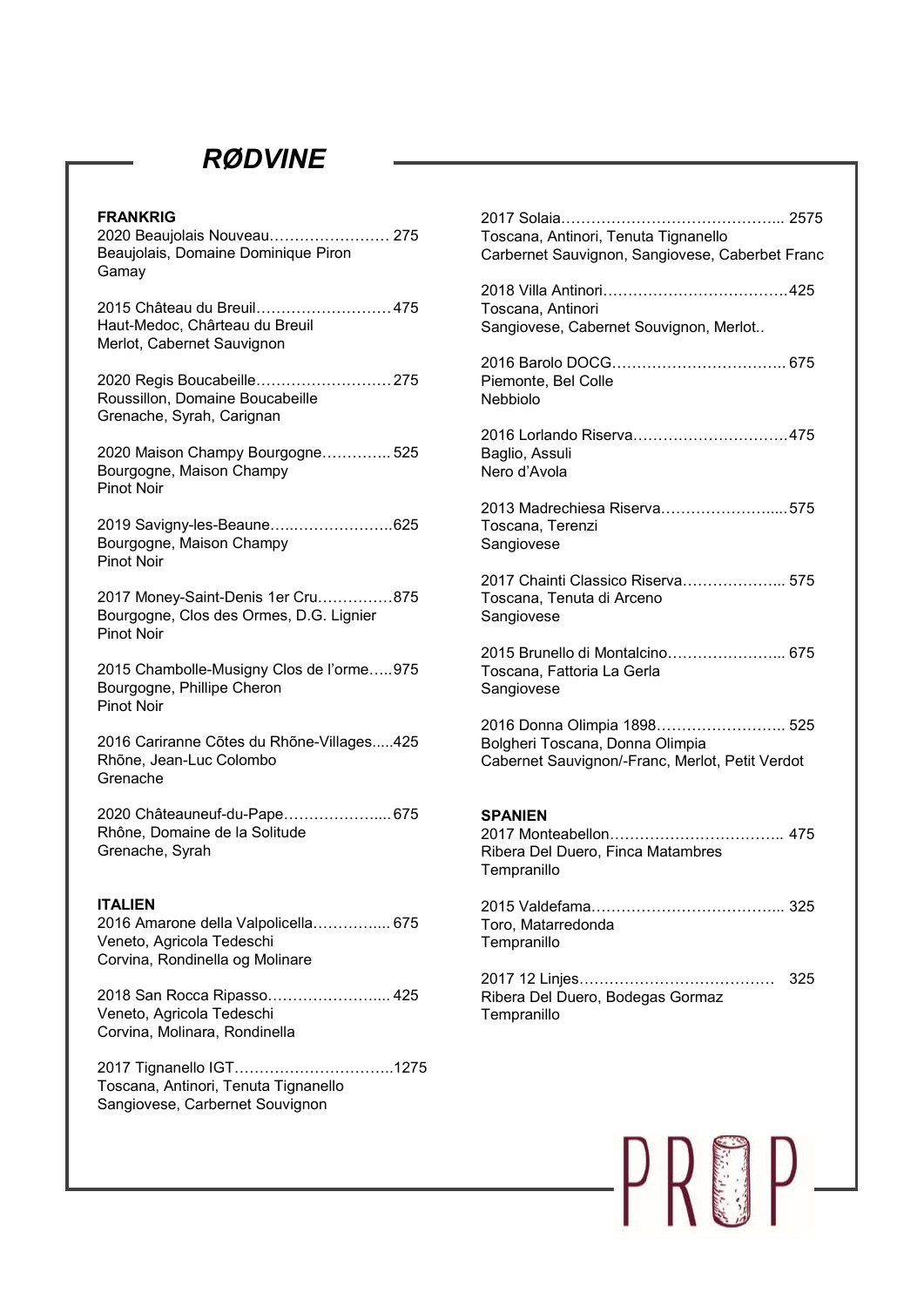# RØDVINE

## FRANKRIG

2020 Beaujolais Nouveau…………………… 275
Beaujolais, Domaine Dominique Piron
Gamay

2015 Château du Breuil………………………475
Haut-Medoc, Chârteau du Breuil
Merlot, Cabernet Sauvignon

2020 Regis Boucabeille………………………275
Roussillon, Domaine Boucabeille
Grenache, Syrah, Carignan

2020 Maison Champy Bourgogne………….. 525
Bourgogne, Maison Champy
Pinot Noir

2019 Savigny-les-Beaune…..………………..625
Bourgogne, Maison Champy
Pinot Noir

2017 Money-Saint-Denis 1er Cru……………875
Bourgogne, Clos des Ormes, D.G. Lignier
Pinot Noir

2015 Chambolle-Musigny Clos de l'orme…..975
Bourgogne, Phillipe Cheron
Pinot Noir

2016 Cariranne Côtes du Rhône-Villages.....425
Rhône, Jean-Luc Colombo
Grenache

2020 Châteauneuf-du-Pape………………....675
Rhône, Domaine de la Solitude
Grenache, Syrah

## ITALIEN

2016 Amarone della Valpolicella…………....675
Veneto, Agricola Tedeschi
Corvina, Rondinella og Molinare

2018 San Rocca Ripasso…………………....425
Veneto, Agricola Tedeschi
Corvina, Molinara, Rondinella

2017 Tignanello IGT…………………………..1275
Toscana, Antinori, Tenuta Tignanello
Sangiovese, Carbernet Souvignon

2017 Solaia……………………………………... 2575
Toscana, Antinori, Tenuta Tignanello
Carbernet Sauvignon, Sangiovese, Caberbet Franc

2018 Villa Antinori………………………………425
Toscana, Antinori
Sangiovese, Cabernet Souvignon, Merlot..

2016 Barolo DOCG…………………………….. 675
Piemonte, Bel Colle
Nebbiolo

2016 Lorlando Riserva…………………………475
Baglio, Assuli
Nero d'Avola

2013 Madrechiesa Riserva………………….....575
Toscana, Terenzi
Sangiovese

2017 Chainti Classico Riserva……………….. 575
Toscana, Tenuta di Arceno
Sangiovese

2015 Brunello di Montalcino………………….. 675
Toscana, Fattoria La Gerla
Sangiovese

2016 Donna Olimpia 1898…………………….. 525
Bolgheri Toscana, Donna Olimpia
Cabernet Sauvignon/-Franc, Merlot, Petit Verdot

## SPANIEN

2017 Monteabellon…………………………….. 475
Ribera Del Duero, Finca Matambres
Tempranillo

2015 Valdefama……………………………….. 325
Toro, Matarredonda
Tempranillo

2017 12 Linjes………………………………… 325
Ribera Del Duero, Bodegas Gormaz
Tempranillo

PROP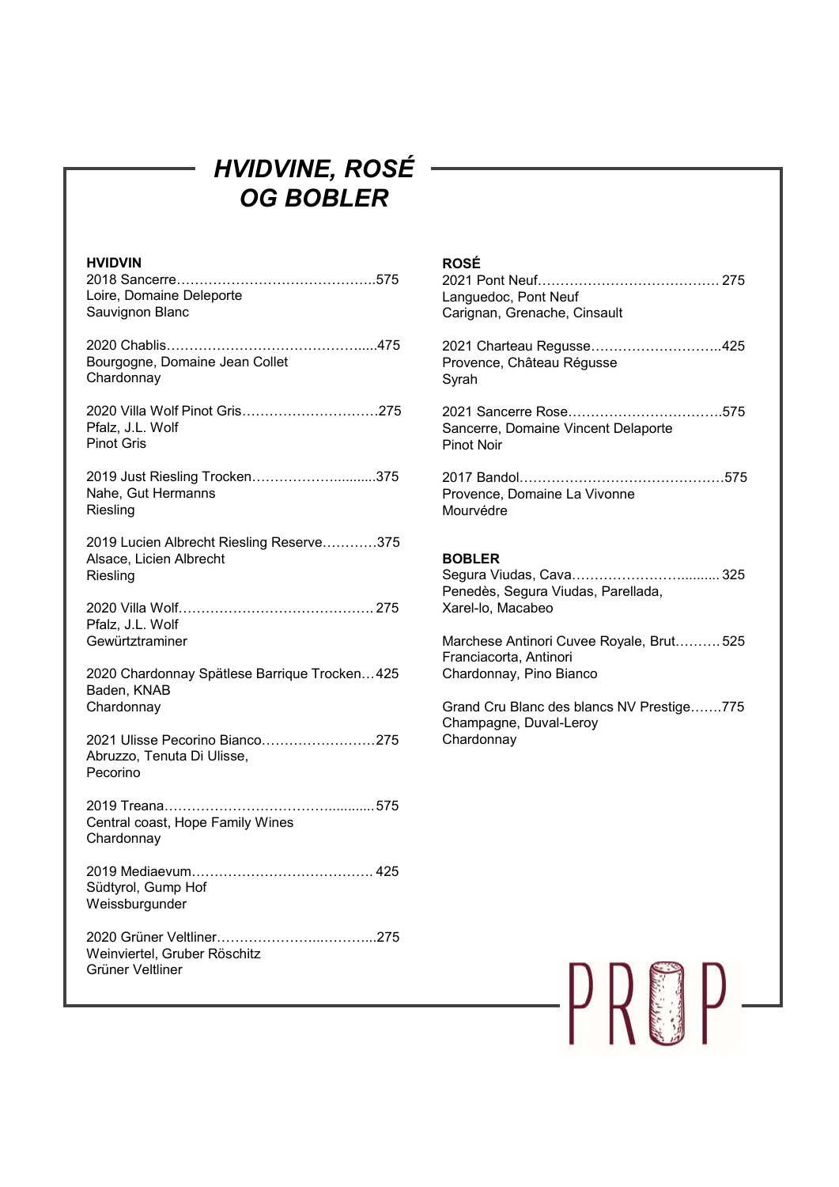# *HVIDVINE, ROSÉ OG BOBLER*

## HVIDVIN

2018 Sancerre……………………………………..575
Loire, Domaine Deleporte
Sauvignon Blanc

2020 Chablis……………………………………......475
Bourgogne, Domaine Jean Collet
Chardonnay

2020 Villa Wolf Pinot Gris…………………………275
Pfalz, J.L. Wolf
Pinot Gris

2019 Just Riesling Trocken……………….........375
Nahe, Gut Hermanns
Riesling

2019 Lucien Albrecht Riesling Reserve…………375
Alsace, Licien Albrecht
Riesling

2020 Villa Wolf…………………………………… 275
Pfalz, J.L. Wolf
Gewürztraminer

2020 Chardonnay Spätlese Barrique Trocken…425
Baden, KNAB
Chardonnay

2021 Ulisse Pecorino Bianco……………………275
Abruzzo, Tenuta Di Ulisse,
Pecorino

2019 Treana……………………………….......... 575
Central coast, Hope Family Wines
Chardonnay

2019 Mediaevum………………………………… 425
Südtyrol, Gump Hof
Weissburgunder

2020 Grüner Veltliner………………...………...275
Weinviertel, Gruber Röschitz
Grüner Veltliner

## ROSÉ

2021 Pont Neuf………………………………… 275
Languedoc, Pont Neuf
Carignan, Grenache, Cinsault

2021 Charteau Regusse………………………..425
Provence, Château Régusse
Syrah

2021 Sancerre Rose……………………………575
Sancerre, Domaine Vincent Delaporte
Pinot Noir

2017 Bandol………………………………………575
Provence, Domaine La Vivonne
Mourvédre

## BOBLER

Segura Viudas, Cava…………………......... 325
Penedès, Segura Viudas, Parellada,
Xarel-lo, Macabeo

Marchese Antinori Cuvee Royale, Brut………. 525
Franciacorta, Antinori
Chardonnay, Pino Bianco

Grand Cru Blanc des blancs NV Prestige…….775
Champagne, Duval-Leroy
Chardonnay

PROP